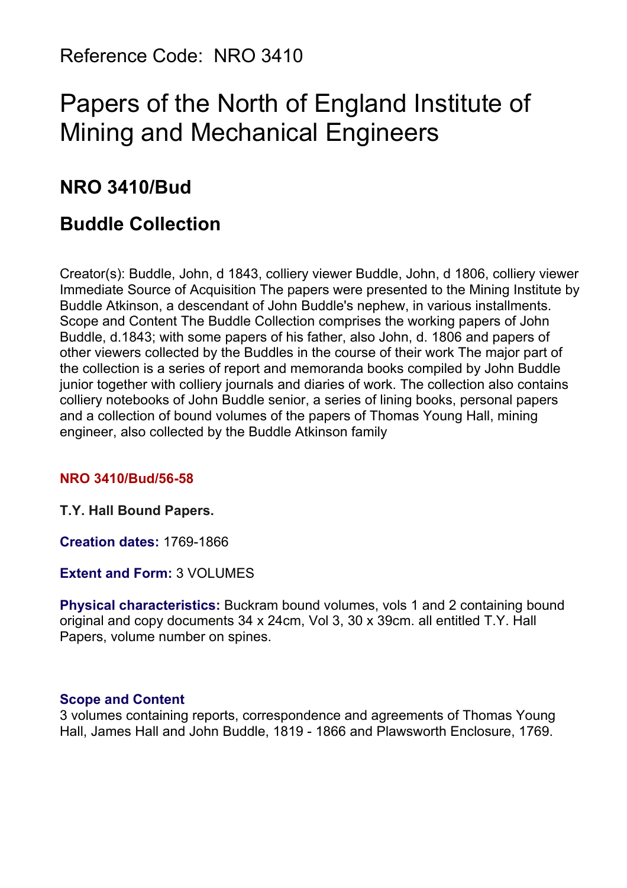Reference Code: NRO 3410

# Papers of the North of England Institute of Mining and Mechanical Engineers

## NRO 3410/Bud

## Buddle Collection

Creator(s): Buddle, John, d 1843, colliery viewer Buddle, John, d 1806, colliery viewer Immediate Source of Acquisition The papers were presented to the Mining Institute by Buddle Atkinson, a descendant of John Buddle's nephew, in various installments. Scope and Content The Buddle Collection comprises the working papers of John Buddle, d.1843; with some papers of his father, also John, d. 1806 and papers of other viewers collected by the Buddles in the course of their work The major part of the collection is a series of report and memoranda books compiled by John Buddle junior together with colliery journals and diaries of work. The collection also contains colliery notebooks of John Buddle senior, a series of lining books, personal papers and a collection of bound volumes of the papers of Thomas Young Hall, mining engineer, also collected by the Buddle Atkinson family

**NRO 3410/Bud/56-58**

**T.Y. Hall Bound Papers.**

**Creation dates:** 1769-1866

**Extent and Form:** 3 VOLUMES

**Physical characteristics:** Buckram bound volumes, vols 1 and 2 containing bound original and copy documents 34 x 24cm, Vol 3, 30 x 39cm. all entitled T.Y. Hall Papers, volume number on spines.

**Scope and Content**
3 volumes containing reports, correspondence and agreements of Thomas Young Hall, James Hall and John Buddle, 1819 - 1866 and Plawsworth Enclosure, 1769.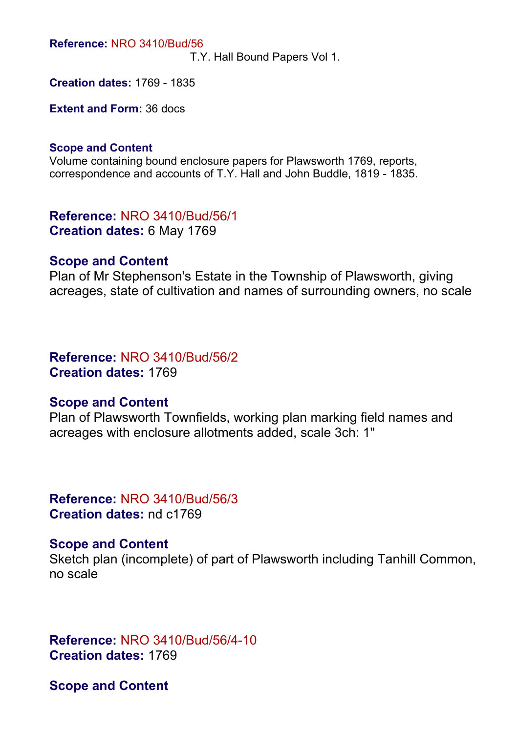**Reference:** NRO 3410/Bud/56

T.Y. Hall Bound Papers Vol 1.

**Creation dates:** 1769 - 1835

**Extent and Form:** 36 docs

**Scope and Content**

Volume containing bound enclosure papers for Plawsworth 1769, reports, correspondence and accounts of T.Y. Hall and John Buddle, 1819 - 1835.

**Reference:** NRO 3410/Bud/56/1
**Creation dates:** 6 May 1769

**Scope and Content**

Plan of Mr Stephenson's Estate in the Township of Plawsworth, giving acreages, state of cultivation and names of surrounding owners, no scale

**Reference:** NRO 3410/Bud/56/2
**Creation dates:** 1769

**Scope and Content**

Plan of Plawsworth Townfields, working plan marking field names and acreages with enclosure allotments added, scale 3ch: 1"

**Reference:** NRO 3410/Bud/56/3
**Creation dates:** nd c1769

**Scope and Content**

Sketch plan (incomplete) of part of Plawsworth including Tanhill Common, no scale

**Reference:** NRO 3410/Bud/56/4-10
**Creation dates:** 1769

**Scope and Content**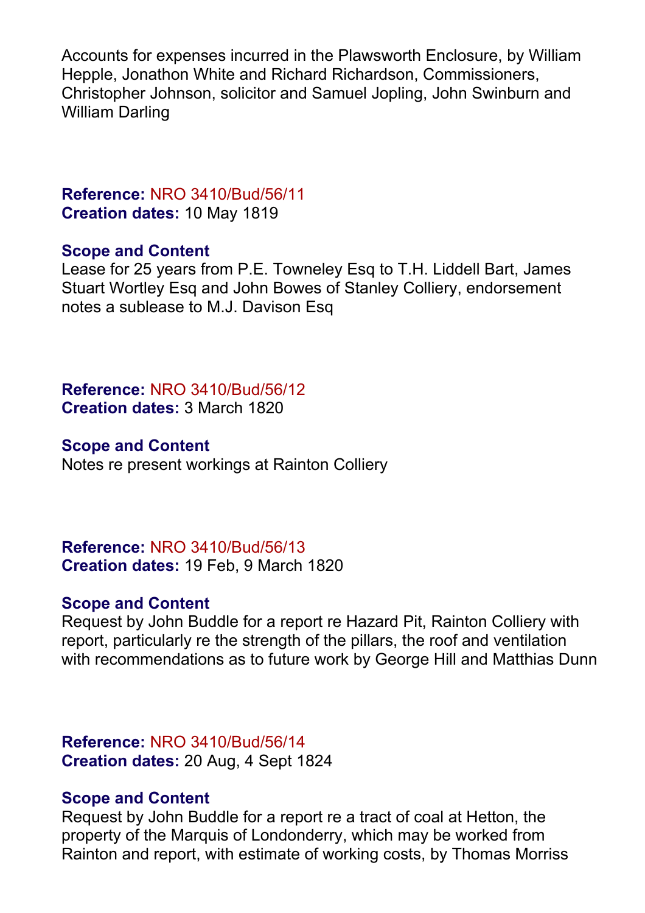Accounts for expenses incurred in the Plawsworth Enclosure, by William Hepple, Jonathon White and Richard Richardson, Commissioners, Christopher Johnson, solicitor and Samuel Jopling, John Swinburn and William Darling

**Reference:** NRO 3410/Bud/56/11
**Creation dates:** 10 May 1819

**Scope and Content**
Lease for 25 years from P.E. Towneley Esq to T.H. Liddell Bart, James Stuart Wortley Esq and John Bowes of Stanley Colliery, endorsement notes a sublease to M.J. Davison Esq

**Reference:** NRO 3410/Bud/56/12
**Creation dates:** 3 March 1820

**Scope and Content**
Notes re present workings at Rainton Colliery

**Reference:** NRO 3410/Bud/56/13
**Creation dates:** 19 Feb, 9 March 1820

**Scope and Content**
Request by John Buddle for a report re Hazard Pit, Rainton Colliery with report, particularly re the strength of the pillars, the roof and ventilation with recommendations as to future work by George Hill and Matthias Dunn

**Reference:** NRO 3410/Bud/56/14
**Creation dates:** 20 Aug, 4 Sept 1824

**Scope and Content**
Request by John Buddle for a report re a tract of coal at Hetton, the property of the Marquis of Londonderry, which may be worked from Rainton and report, with estimate of working costs, by Thomas Morriss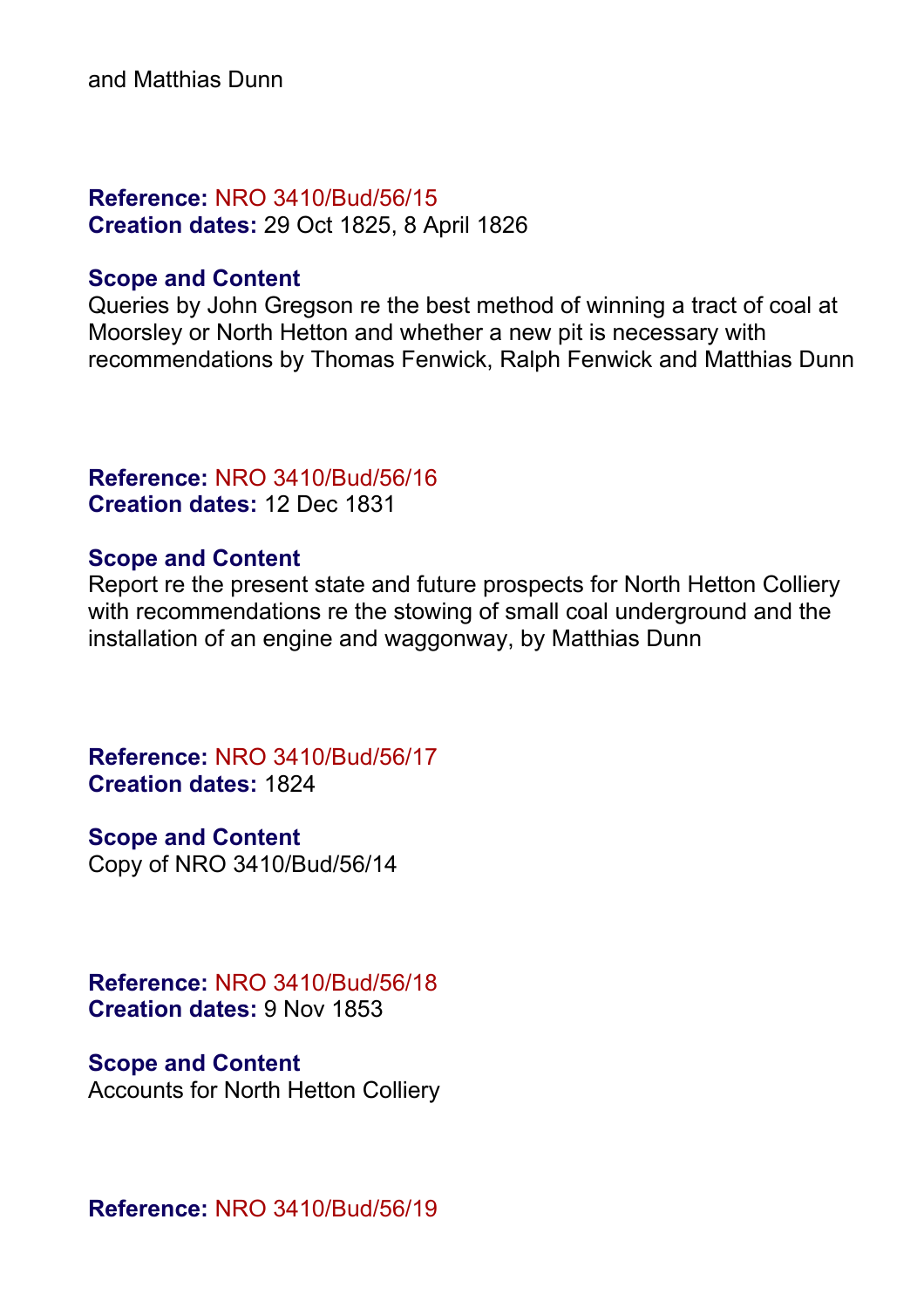and Matthias Dunn

**Reference:** NRO 3410/Bud/56/15
**Creation dates:** 29 Oct 1825, 8 April 1826

**Scope and Content**
Queries by John Gregson re the best method of winning a tract of coal at Moorsley or North Hetton and whether a new pit is necessary with recommendations by Thomas Fenwick, Ralph Fenwick and Matthias Dunn

**Reference:** NRO 3410/Bud/56/16
**Creation dates:** 12 Dec 1831

**Scope and Content**
Report re the present state and future prospects for North Hetton Colliery with recommendations re the stowing of small coal underground and the installation of an engine and waggonway, by Matthias Dunn

**Reference:** NRO 3410/Bud/56/17
**Creation dates:** 1824

**Scope and Content**
Copy of NRO 3410/Bud/56/14

**Reference:** NRO 3410/Bud/56/18
**Creation dates:** 9 Nov 1853

**Scope and Content**
Accounts for North Hetton Colliery

**Reference:** NRO 3410/Bud/56/19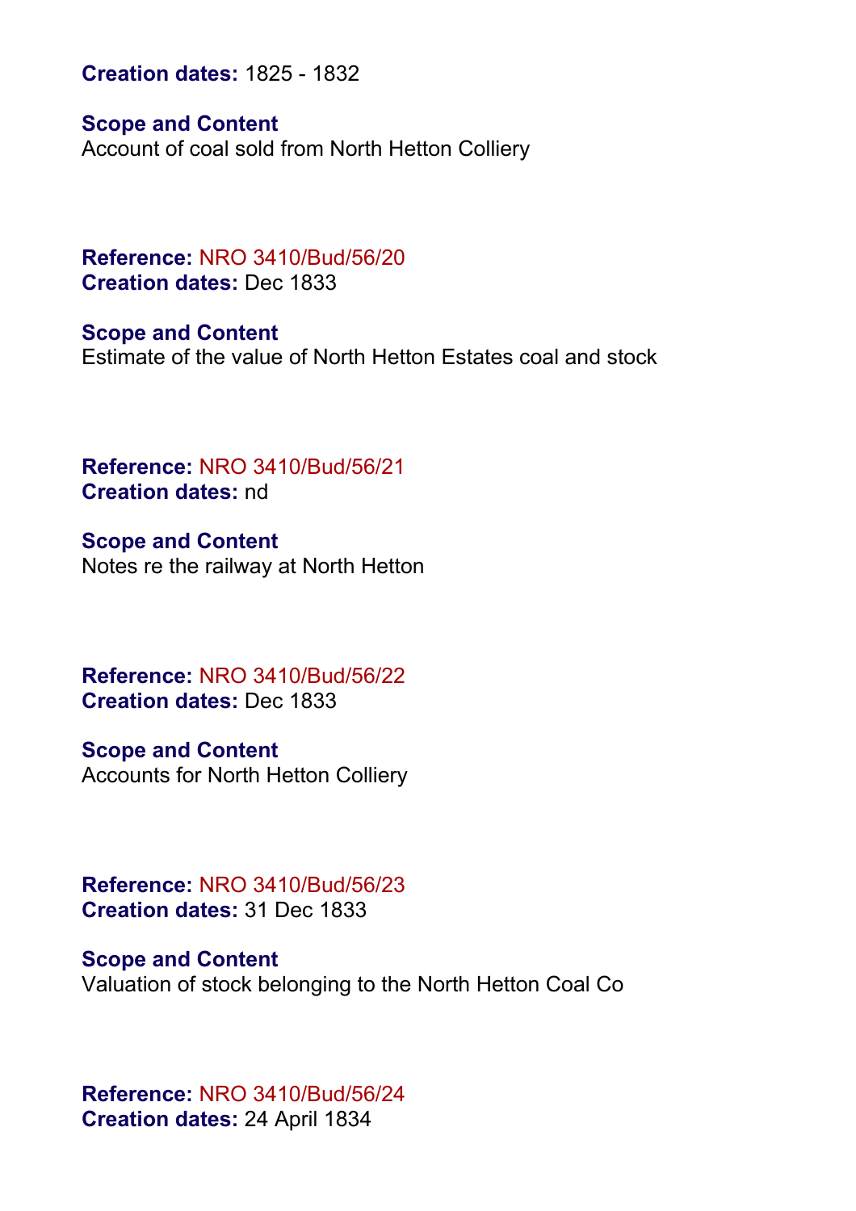**Creation dates:** 1825 - 1832

**Scope and Content**
Account of coal sold from North Hetton Colliery

**Reference:** NRO 3410/Bud/56/20
**Creation dates:** Dec 1833

**Scope and Content**
Estimate of the value of North Hetton Estates coal and stock

**Reference:** NRO 3410/Bud/56/21
**Creation dates:** nd

**Scope and Content**
Notes re the railway at North Hetton

**Reference:** NRO 3410/Bud/56/22
**Creation dates:** Dec 1833

**Scope and Content**
Accounts for North Hetton Colliery

**Reference:** NRO 3410/Bud/56/23
**Creation dates:** 31 Dec 1833

**Scope and Content**
Valuation of stock belonging to the North Hetton Coal Co

**Reference:** NRO 3410/Bud/56/24
**Creation dates:** 24 April 1834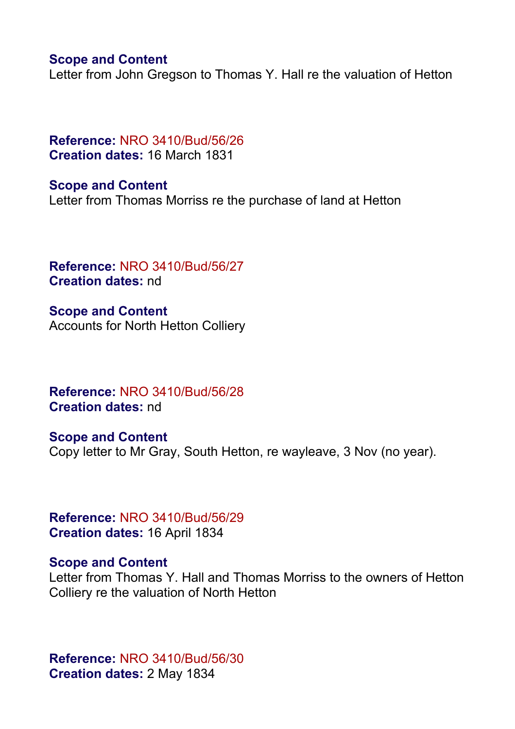**Scope and Content**
Letter from John Gregson to Thomas Y. Hall re the valuation of Hetton

**Reference:** NRO 3410/Bud/56/26
**Creation dates:** 16 March 1831

**Scope and Content**
Letter from Thomas Morriss re the purchase of land at Hetton

**Reference:** NRO 3410/Bud/56/27
**Creation dates:** nd

**Scope and Content**
Accounts for North Hetton Colliery

**Reference:** NRO 3410/Bud/56/28
**Creation dates:** nd

**Scope and Content**
Copy letter to Mr Gray, South Hetton, re wayleave, 3 Nov (no year).

**Reference:** NRO 3410/Bud/56/29
**Creation dates:** 16 April 1834

**Scope and Content**
Letter from Thomas Y. Hall and Thomas Morriss to the owners of Hetton Colliery re the valuation of North Hetton

**Reference:** NRO 3410/Bud/56/30
**Creation dates:** 2 May 1834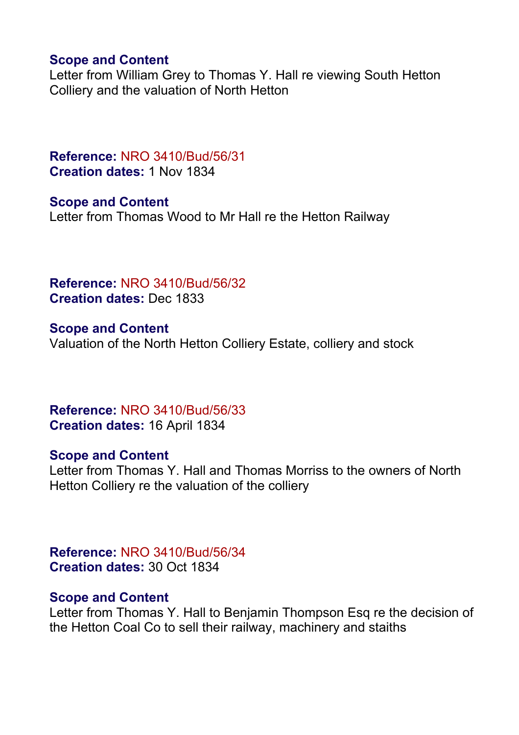**Scope and Content**
Letter from William Grey to Thomas Y. Hall re viewing South Hetton Colliery and the valuation of North Hetton

**Reference:** NRO 3410/Bud/56/31
**Creation dates:** 1 Nov 1834

**Scope and Content**
Letter from Thomas Wood to Mr Hall re the Hetton Railway

**Reference:** NRO 3410/Bud/56/32
**Creation dates:** Dec 1833

**Scope and Content**
Valuation of the North Hetton Colliery Estate, colliery and stock

**Reference:** NRO 3410/Bud/56/33
**Creation dates:** 16 April 1834

**Scope and Content**
Letter from Thomas Y. Hall and Thomas Morriss to the owners of North Hetton Colliery re the valuation of the colliery

**Reference:** NRO 3410/Bud/56/34
**Creation dates:** 30 Oct 1834

**Scope and Content**
Letter from Thomas Y. Hall to Benjamin Thompson Esq re the decision of the Hetton Coal Co to sell their railway, machinery and staiths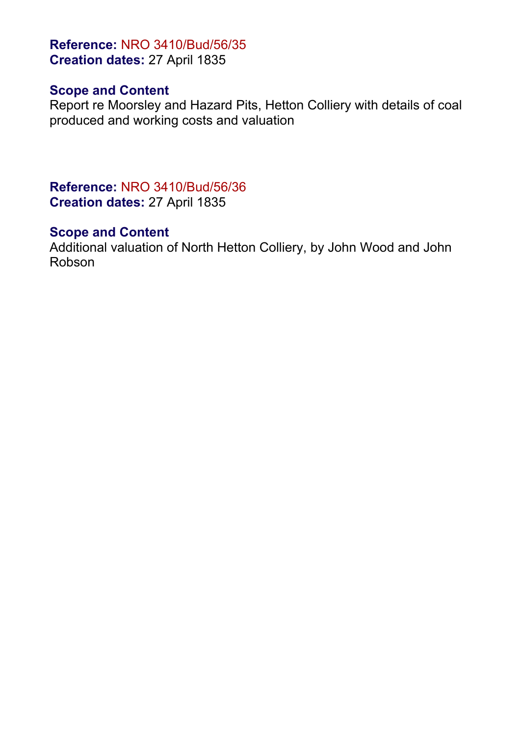**Reference:** NRO 3410/Bud/56/35
**Creation dates:** 27 April 1835

**Scope and Content**
Report re Moorsley and Hazard Pits, Hetton Colliery with details of coal produced and working costs and valuation

**Reference:** NRO 3410/Bud/56/36
**Creation dates:** 27 April 1835

**Scope and Content**
Additional valuation of North Hetton Colliery, by John Wood and John Robson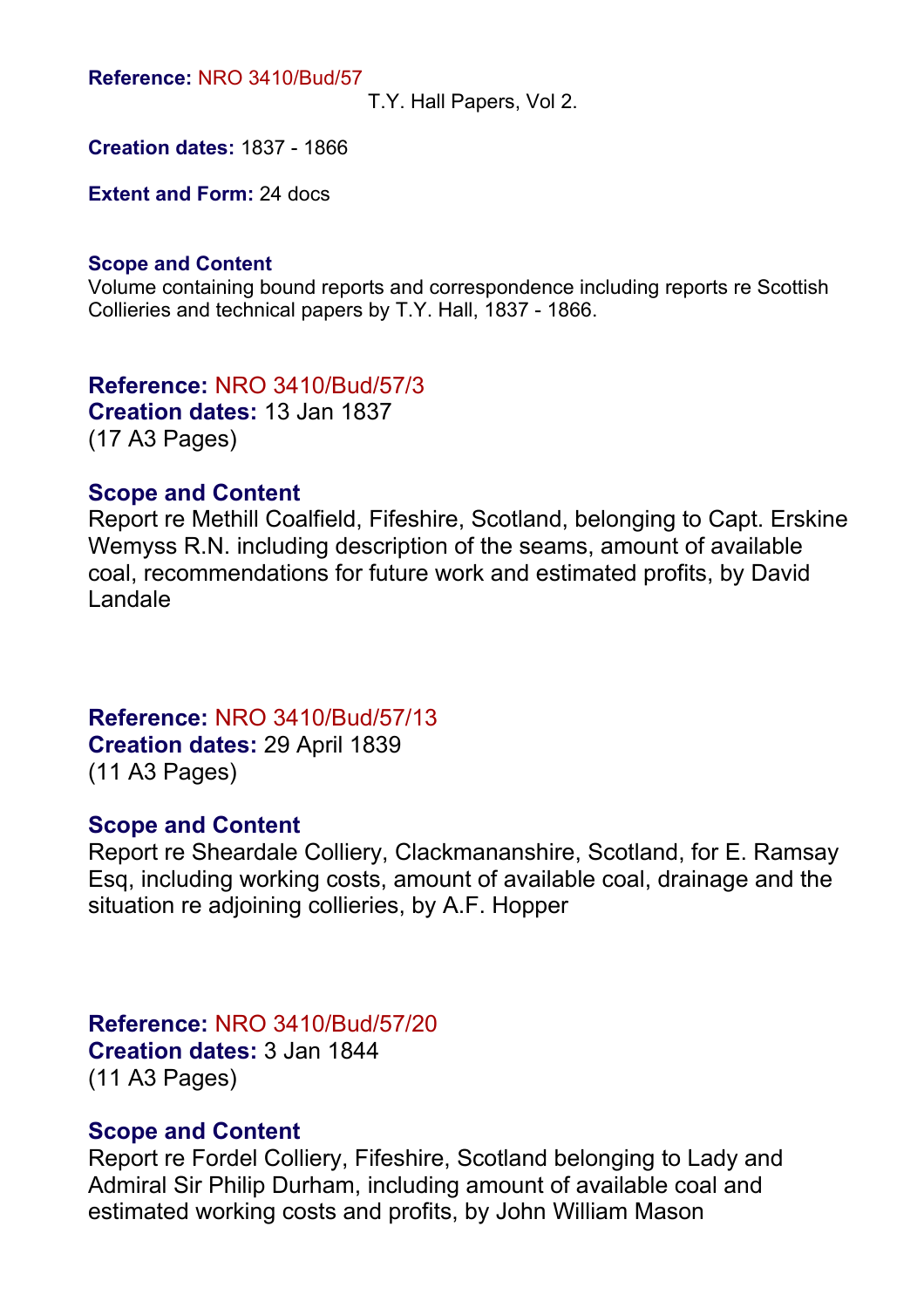**Reference:** NRO 3410/Bud/57

T.Y. Hall Papers, Vol 2.

**Creation dates:** 1837 - 1866

**Extent and Form:** 24 docs

**Scope and Content**

Volume containing bound reports and correspondence including reports re Scottish Collieries and technical papers by T.Y. Hall, 1837 - 1866.

## Reference: NRO 3410/Bud/57/3

**Creation dates:** 13 Jan 1837

(17 A3 Pages)

### Scope and Content

Report re Methill Coalfield, Fifeshire, Scotland, belonging to Capt. Erskine Wemyss R.N. including description of the seams, amount of available coal, recommendations for future work and estimated profits, by David Landale

## Reference: NRO 3410/Bud/57/13

**Creation dates:** 29 April 1839

(11 A3 Pages)

### Scope and Content

Report re Sheardale Colliery, Clackmananshire, Scotland, for E. Ramsay Esq, including working costs, amount of available coal, drainage and the situation re adjoining collieries, by A.F. Hopper

## Reference: NRO 3410/Bud/57/20

**Creation dates:** 3 Jan 1844

(11 A3 Pages)

### Scope and Content

Report re Fordel Colliery, Fifeshire, Scotland belonging to Lady and Admiral Sir Philip Durham, including amount of available coal and estimated working costs and profits, by John William Mason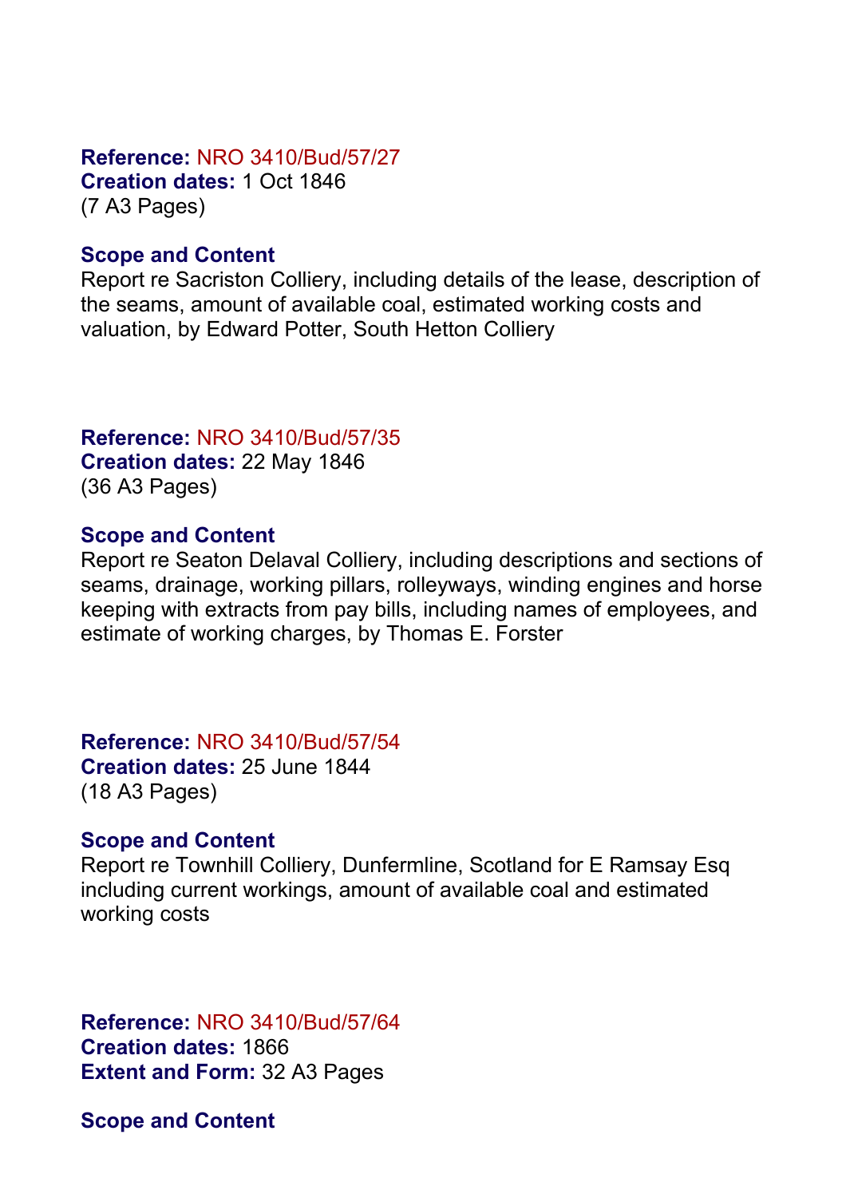**Reference:** NRO 3410/Bud/57/27
**Creation dates:** 1 Oct 1846
(7 A3 Pages)

**Scope and Content**
Report re Sacriston Colliery, including details of the lease, description of the seams, amount of available coal, estimated working costs and valuation, by Edward Potter, South Hetton Colliery

**Reference:** NRO 3410/Bud/57/35
**Creation dates:** 22 May 1846
(36 A3 Pages)

**Scope and Content**
Report re Seaton Delaval Colliery, including descriptions and sections of seams, drainage, working pillars, rolleyways, winding engines and horse keeping with extracts from pay bills, including names of employees, and estimate of working charges, by Thomas E. Forster

**Reference:** NRO 3410/Bud/57/54
**Creation dates:** 25 June 1844
(18 A3 Pages)

**Scope and Content**
Report re Townhill Colliery, Dunfermline, Scotland for E Ramsay Esq including current workings, amount of available coal and estimated working costs

**Reference:** NRO 3410/Bud/57/64
**Creation dates:** 1866
**Extent and Form:** 32 A3 Pages

**Scope and Content**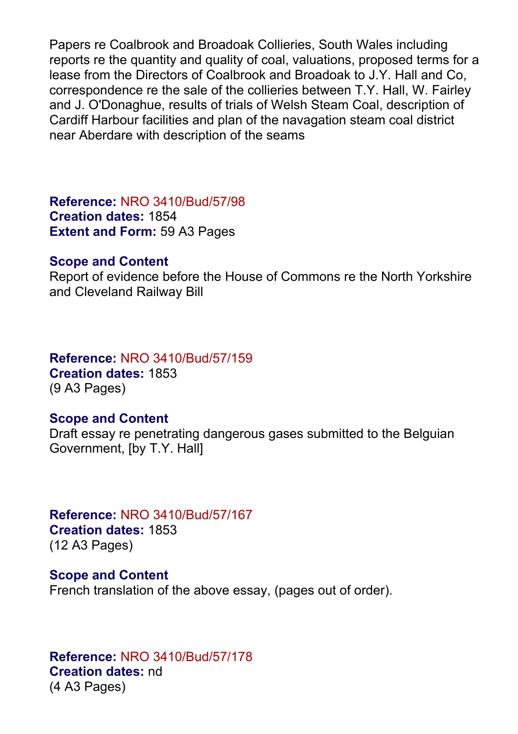Papers re Coalbrook and Broadoak Collieries, South Wales including reports re the quantity and quality of coal, valuations, proposed terms for a lease from the Directors of Coalbrook and Broadoak to J.Y. Hall and Co, correspondence re the sale of the collieries between T.Y. Hall, W. Fairley and J. O'Donaghue, results of trials of Welsh Steam Coal, description of Cardiff Harbour facilities and plan of the navagation steam coal district near Aberdare with description of the seams

**Reference:** NRO 3410/Bud/57/98
**Creation dates:** 1854
**Extent and Form:** 59 A3 Pages

### Scope and Content

Report of evidence before the House of Commons re the North Yorkshire and Cleveland Railway Bill

**Reference:** NRO 3410/Bud/57/159
**Creation dates:** 1853
(9 A3 Pages)

### Scope and Content

Draft essay re penetrating dangerous gases submitted to the Belguian Government, [by T.Y. Hall]

**Reference:** NRO 3410/Bud/57/167
**Creation dates:** 1853
(12 A3 Pages)

### Scope and Content

French translation of the above essay, (pages out of order).

**Reference:** NRO 3410/Bud/57/178
**Creation dates:** nd
(4 A3 Pages)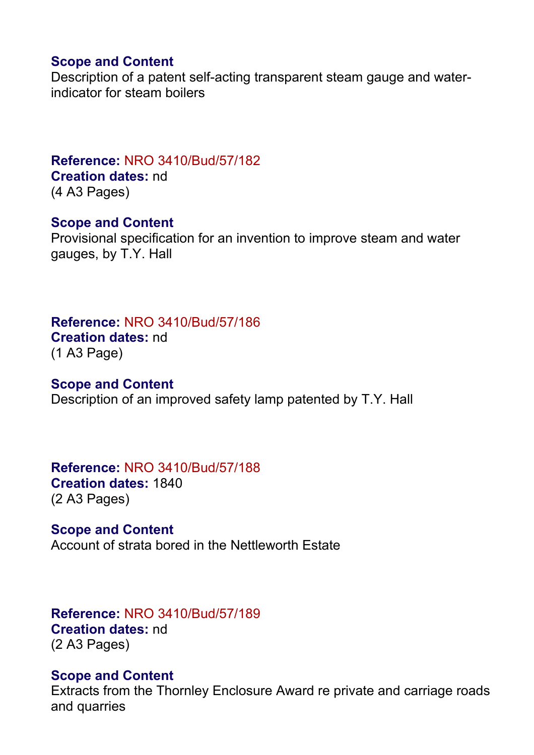**Scope and Content**
Description of a patent self-acting transparent steam gauge and water-indicator for steam boilers

**Reference:** NRO 3410/Bud/57/182
**Creation dates:** nd
(4 A3 Pages)

**Scope and Content**
Provisional specification for an invention to improve steam and water gauges, by T.Y. Hall

**Reference:** NRO 3410/Bud/57/186
**Creation dates:** nd
(1 A3 Page)

**Scope and Content**
Description of an improved safety lamp patented by T.Y. Hall

**Reference:** NRO 3410/Bud/57/188
**Creation dates:** 1840
(2 A3 Pages)

**Scope and Content**
Account of strata bored in the Nettleworth Estate

**Reference:** NRO 3410/Bud/57/189
**Creation dates:** nd
(2 A3 Pages)

**Scope and Content**
Extracts from the Thornley Enclosure Award re private and carriage roads and quarries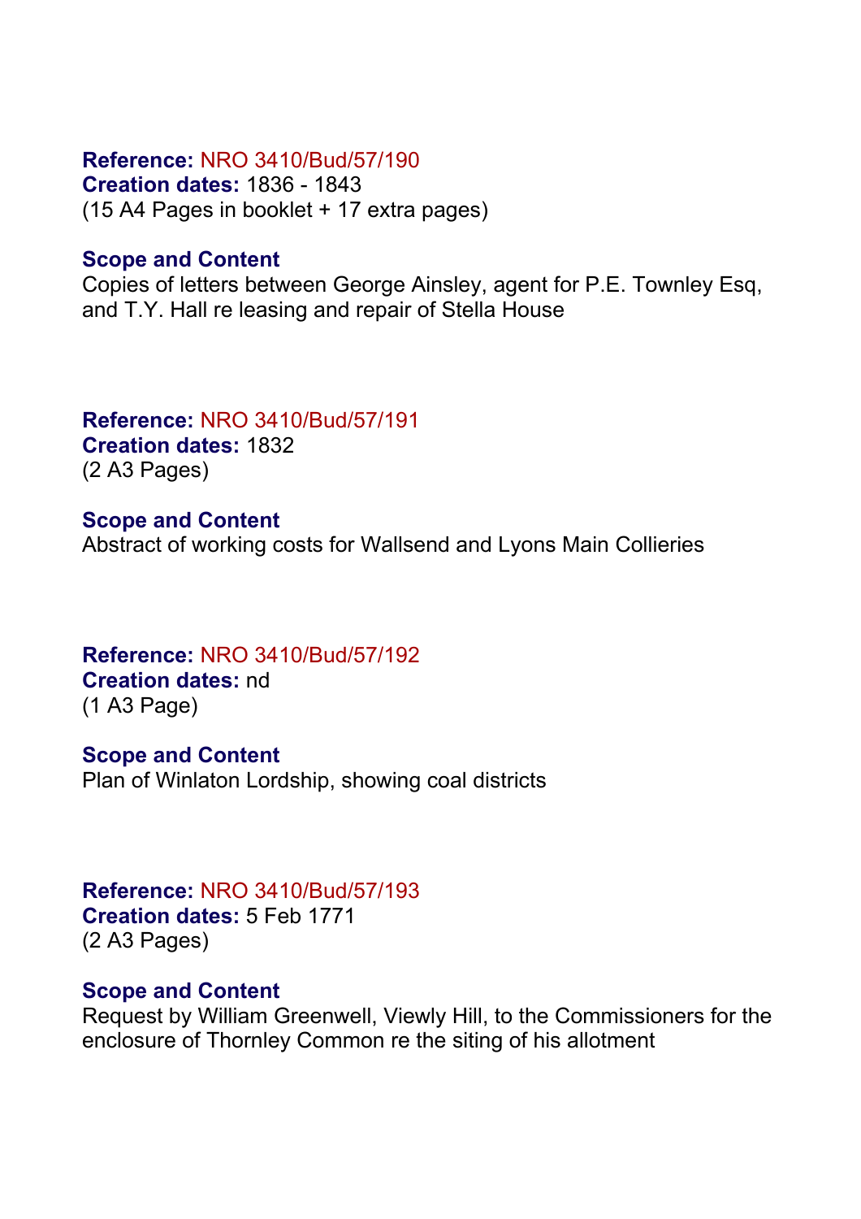**Reference:** NRO 3410/Bud/57/190
**Creation dates:** 1836 - 1843
(15 A4 Pages in booklet + 17 extra pages)

**Scope and Content**
Copies of letters between George Ainsley, agent for P.E. Townley Esq, and T.Y. Hall re leasing and repair of Stella House

**Reference:** NRO 3410/Bud/57/191
**Creation dates:** 1832
(2 A3 Pages)

**Scope and Content**
Abstract of working costs for Wallsend and Lyons Main Collieries

**Reference:** NRO 3410/Bud/57/192
**Creation dates:** nd
(1 A3 Page)

**Scope and Content**
Plan of Winlaton Lordship, showing coal districts

**Reference:** NRO 3410/Bud/57/193
**Creation dates:** 5 Feb 1771
(2 A3 Pages)

**Scope and Content**
Request by William Greenwell, Viewly Hill, to the Commissioners for the enclosure of Thornley Common re the siting of his allotment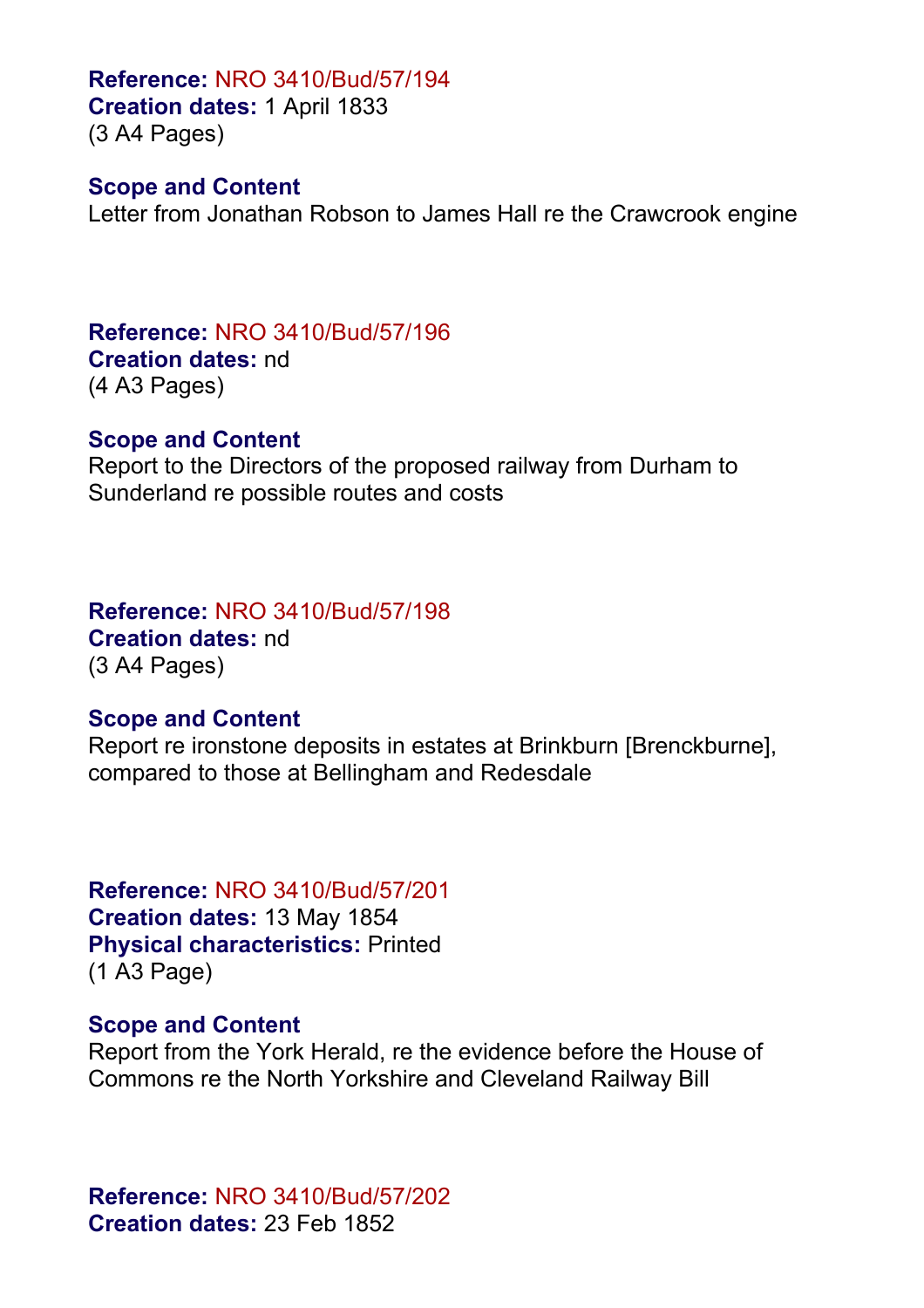**Reference:** NRO 3410/Bud/57/194
**Creation dates:** 1 April 1833
(3 A4 Pages)

**Scope and Content**
Letter from Jonathan Robson to James Hall re the Crawcrook engine

**Reference:** NRO 3410/Bud/57/196
**Creation dates:** nd
(4 A3 Pages)

**Scope and Content**
Report to the Directors of the proposed railway from Durham to Sunderland re possible routes and costs

**Reference:** NRO 3410/Bud/57/198
**Creation dates:** nd
(3 A4 Pages)

**Scope and Content**
Report re ironstone deposits in estates at Brinkburn [Brenckburne], compared to those at Bellingham and Redesdale

**Reference:** NRO 3410/Bud/57/201
**Creation dates:** 13 May 1854
**Physical characteristics:** Printed
(1 A3 Page)

**Scope and Content**
Report from the York Herald, re the evidence before the House of Commons re the North Yorkshire and Cleveland Railway Bill

**Reference:** NRO 3410/Bud/57/202
**Creation dates:** 23 Feb 1852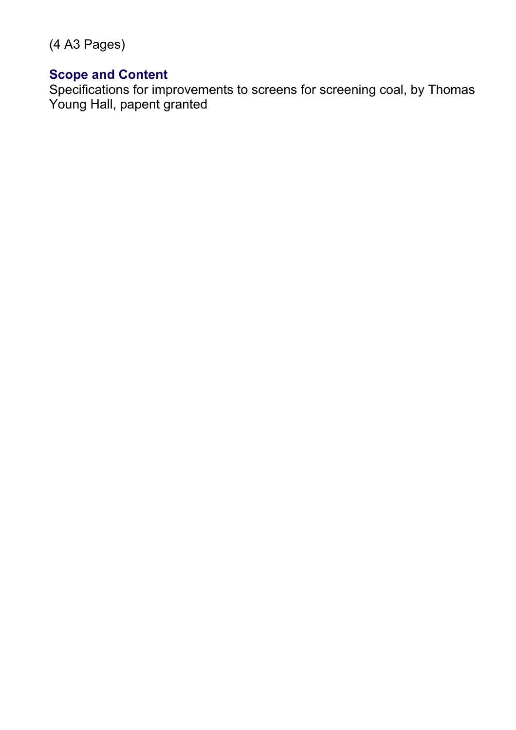(4 A3 Pages)

### Scope and Content

Specifications for improvements to screens for screening coal, by Thomas Young Hall, papent granted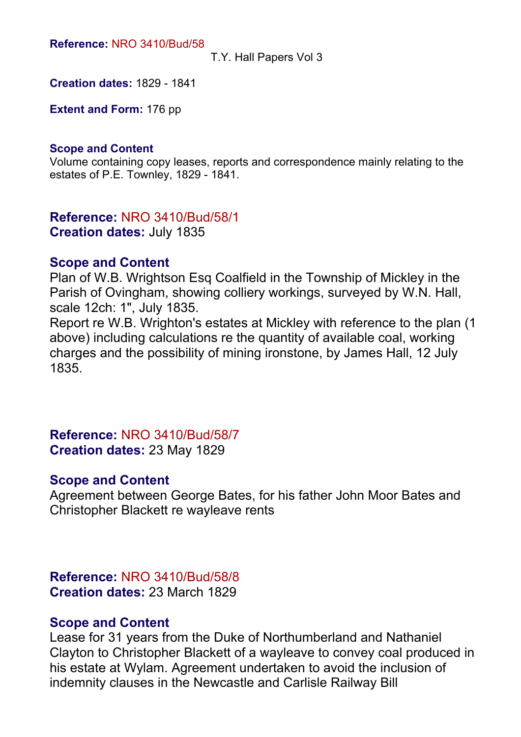**Reference:** NRO 3410/Bud/58
T.Y. Hall Papers Vol 3

**Creation dates:** 1829 - 1841

**Extent and Form:** 176 pp

**Scope and Content**
Volume containing copy leases, reports and correspondence mainly relating to the estates of P.E. Townley, 1829 - 1841.

## Reference: NRO 3410/Bud/58/1
**Creation dates:** July 1835

### Scope and Content
Plan of W.B. Wrightson Esq Coalfield in the Township of Mickley in the Parish of Ovingham, showing colliery workings, surveyed by W.N. Hall, scale 12ch: 1", July 1835.
Report re W.B. Wrighton's estates at Mickley with reference to the plan (1 above) including calculations re the quantity of available coal, working charges and the possibility of mining ironstone, by James Hall, 12 July 1835.

## Reference: NRO 3410/Bud/58/7
**Creation dates:** 23 May 1829

### Scope and Content
Agreement between George Bates, for his father John Moor Bates and Christopher Blackett re wayleave rents

## Reference: NRO 3410/Bud/58/8
**Creation dates:** 23 March 1829

### Scope and Content
Lease for 31 years from the Duke of Northumberland and Nathaniel Clayton to Christopher Blackett of a wayleave to convey coal produced in his estate at Wylam. Agreement undertaken to avoid the inclusion of indemnity clauses in the Newcastle and Carlisle Railway Bill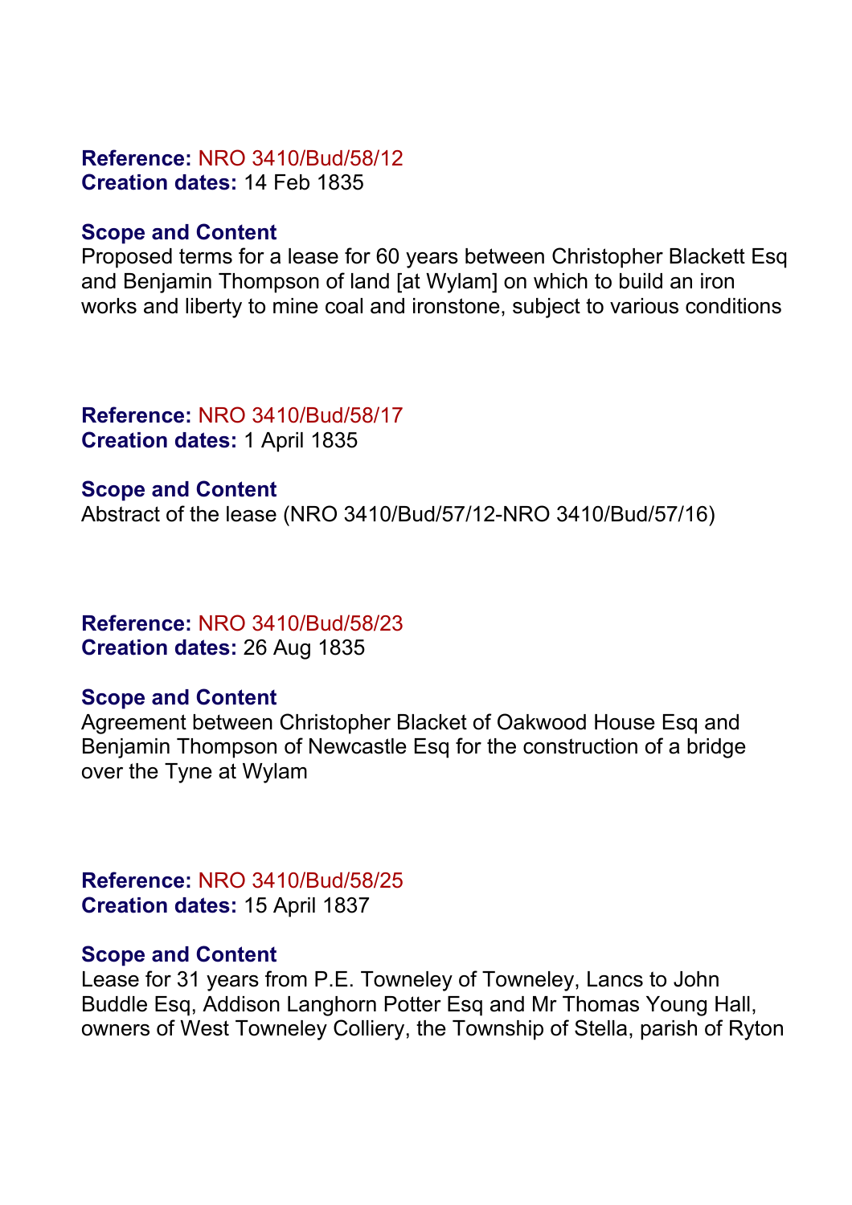**Reference:** NRO 3410/Bud/58/12
**Creation dates:** 14 Feb 1835

**Scope and Content**
Proposed terms for a lease for 60 years between Christopher Blackett Esq and Benjamin Thompson of land [at Wylam] on which to build an iron works and liberty to mine coal and ironstone, subject to various conditions

**Reference:** NRO 3410/Bud/58/17
**Creation dates:** 1 April 1835

**Scope and Content**
Abstract of the lease (NRO 3410/Bud/57/12-NRO 3410/Bud/57/16)

**Reference:** NRO 3410/Bud/58/23
**Creation dates:** 26 Aug 1835

**Scope and Content**
Agreement between Christopher Blacket of Oakwood House Esq and Benjamin Thompson of Newcastle Esq for the construction of a bridge over the Tyne at Wylam

**Reference:** NRO 3410/Bud/58/25
**Creation dates:** 15 April 1837

**Scope and Content**
Lease for 31 years from P.E. Towneley of Towneley, Lancs to John Buddle Esq, Addison Langhorn Potter Esq and Mr Thomas Young Hall, owners of West Towneley Colliery, the Township of Stella, parish of Ryton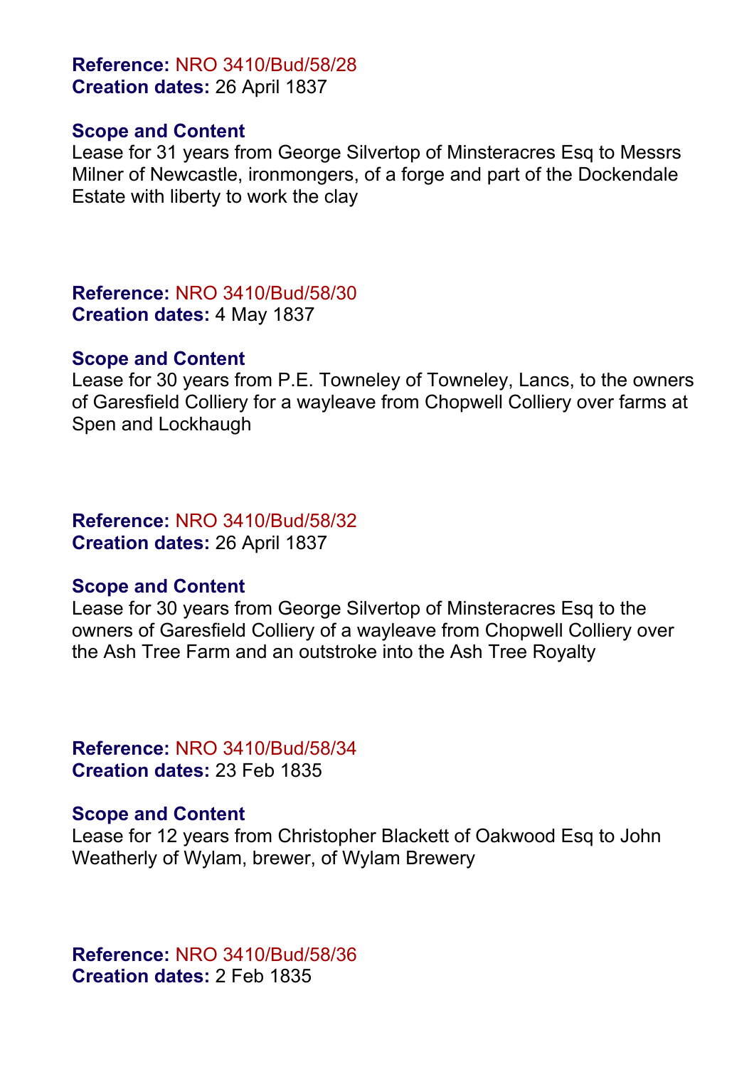**Reference:** NRO 3410/Bud/58/28
**Creation dates:** 26 April 1837

**Scope and Content**
Lease for 31 years from George Silvertop of Minsteracres Esq to Messrs Milner of Newcastle, ironmongers, of a forge and part of the Dockendale Estate with liberty to work the clay

**Reference:** NRO 3410/Bud/58/30
**Creation dates:** 4 May 1837

**Scope and Content**
Lease for 30 years from P.E. Towneley of Towneley, Lancs, to the owners of Garesfield Colliery for a wayleave from Chopwell Colliery over farms at Spen and Lockhaugh

**Reference:** NRO 3410/Bud/58/32
**Creation dates:** 26 April 1837

**Scope and Content**
Lease for 30 years from George Silvertop of Minsteracres Esq to the owners of Garesfield Colliery of a wayleave from Chopwell Colliery over the Ash Tree Farm and an outstroke into the Ash Tree Royalty

**Reference:** NRO 3410/Bud/58/34
**Creation dates:** 23 Feb 1835

**Scope and Content**
Lease for 12 years from Christopher Blackett of Oakwood Esq to John Weatherly of Wylam, brewer, of Wylam Brewery

**Reference:** NRO 3410/Bud/58/36
**Creation dates:** 2 Feb 1835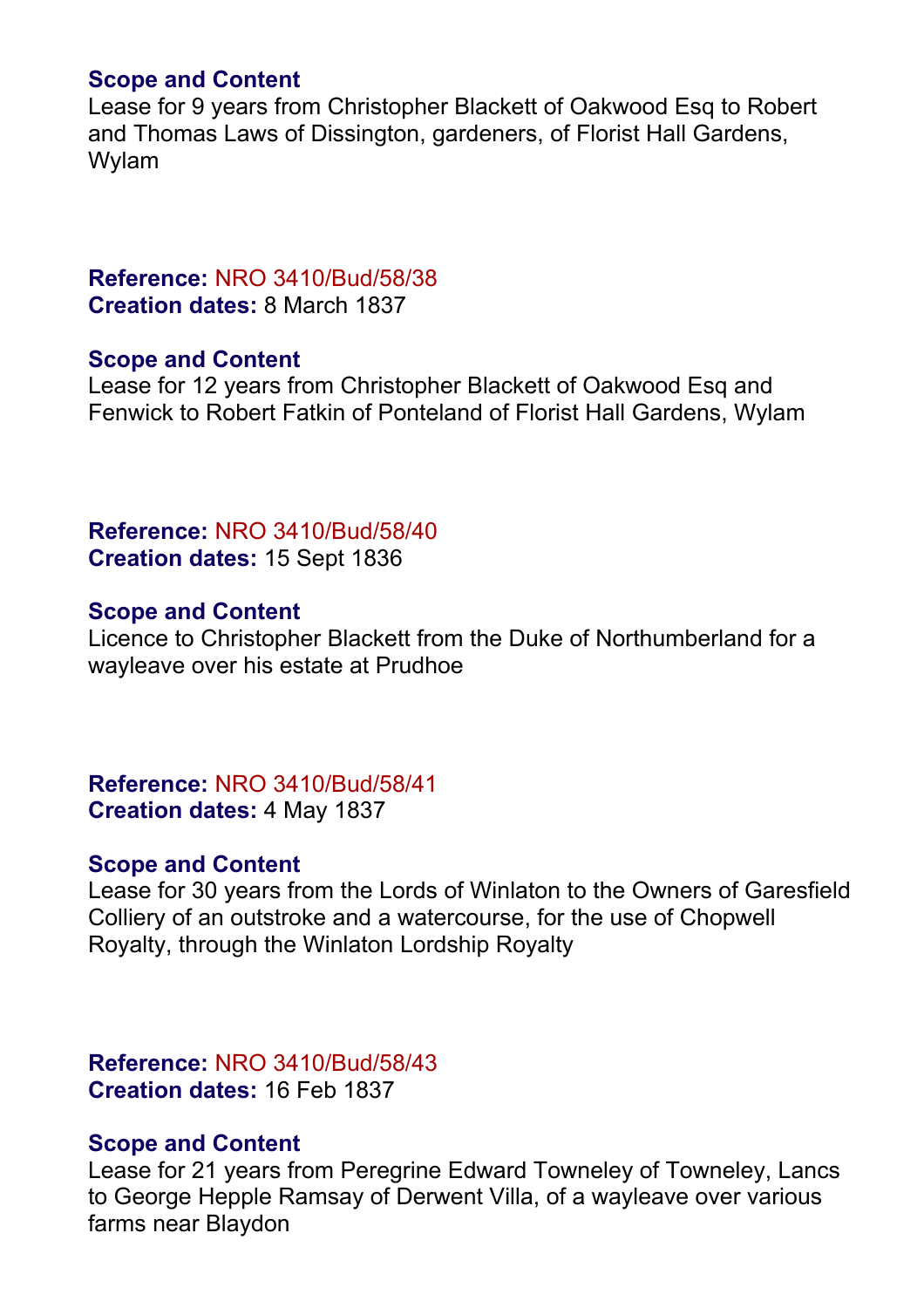**Scope and Content**
Lease for 9 years from Christopher Blackett of Oakwood Esq to Robert and Thomas Laws of Dissington, gardeners, of Florist Hall Gardens, Wylam

**Reference:** NRO 3410/Bud/58/38
**Creation dates:** 8 March 1837

**Scope and Content**
Lease for 12 years from Christopher Blackett of Oakwood Esq and Fenwick to Robert Fatkin of Ponteland of Florist Hall Gardens, Wylam

**Reference:** NRO 3410/Bud/58/40
**Creation dates:** 15 Sept 1836

**Scope and Content**
Licence to Christopher Blackett from the Duke of Northumberland for a wayleave over his estate at Prudhoe

**Reference:** NRO 3410/Bud/58/41
**Creation dates:** 4 May 1837

**Scope and Content**
Lease for 30 years from the Lords of Winlaton to the Owners of Garesfield Colliery of an outstroke and a watercourse, for the use of Chopwell Royalty, through the Winlaton Lordship Royalty

**Reference:** NRO 3410/Bud/58/43
**Creation dates:** 16 Feb 1837

**Scope and Content**
Lease for 21 years from Peregrine Edward Towneley of Towneley, Lancs to George Hepple Ramsay of Derwent Villa, of a wayleave over various farms near Blaydon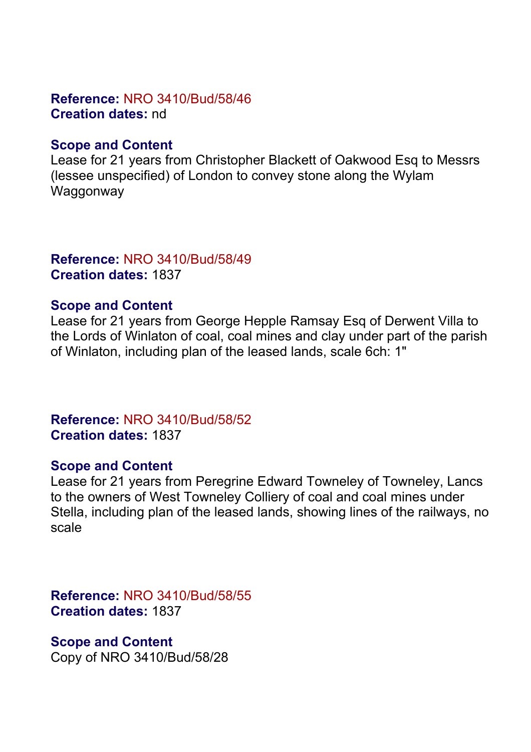**Reference:** NRO 3410/Bud/58/46
**Creation dates:** nd

**Scope and Content**
Lease for 21 years from Christopher Blackett of Oakwood Esq to Messrs (lessee unspecified) of London to convey stone along the Wylam Waggonway

**Reference:** NRO 3410/Bud/58/49
**Creation dates:** 1837

**Scope and Content**
Lease for 21 years from George Hepple Ramsay Esq of Derwent Villa to the Lords of Winlaton of coal, coal mines and clay under part of the parish of Winlaton, including plan of the leased lands, scale 6ch: 1"

**Reference:** NRO 3410/Bud/58/52
**Creation dates:** 1837

**Scope and Content**
Lease for 21 years from Peregrine Edward Towneley of Towneley, Lancs to the owners of West Towneley Colliery of coal and coal mines under Stella, including plan of the leased lands, showing lines of the railways, no scale

**Reference:** NRO 3410/Bud/58/55
**Creation dates:** 1837

**Scope and Content**
Copy of NRO 3410/Bud/58/28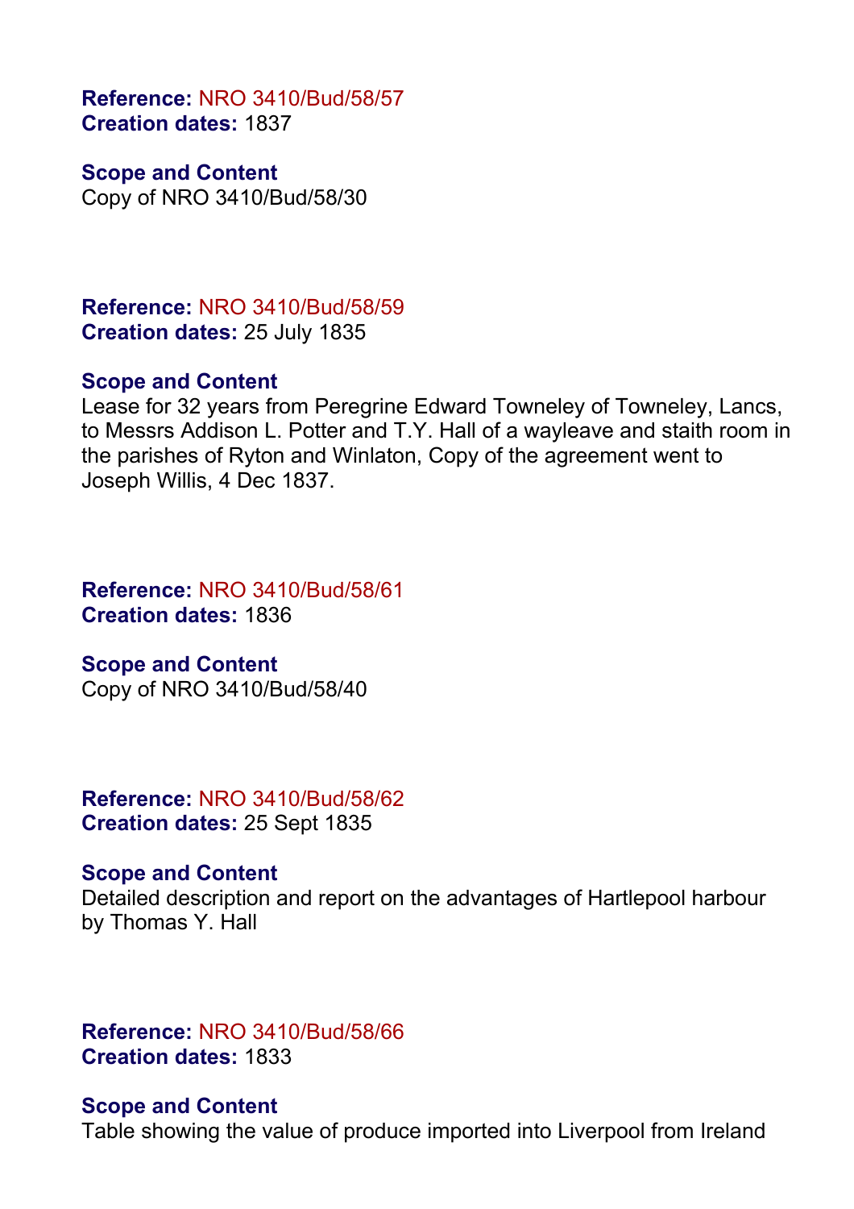**Reference:** NRO 3410/Bud/58/57
**Creation dates:** 1837

**Scope and Content**
Copy of NRO 3410/Bud/58/30

**Reference:** NRO 3410/Bud/58/59
**Creation dates:** 25 July 1835

**Scope and Content**
Lease for 32 years from Peregrine Edward Towneley of Towneley, Lancs, to Messrs Addison L. Potter and T.Y. Hall of a wayleave and staith room in the parishes of Ryton and Winlaton, Copy of the agreement went to Joseph Willis, 4 Dec 1837.

**Reference:** NRO 3410/Bud/58/61
**Creation dates:** 1836

**Scope and Content**
Copy of NRO 3410/Bud/58/40

**Reference:** NRO 3410/Bud/58/62
**Creation dates:** 25 Sept 1835

**Scope and Content**
Detailed description and report on the advantages of Hartlepool harbour by Thomas Y. Hall

**Reference:** NRO 3410/Bud/58/66
**Creation dates:** 1833

**Scope and Content**
Table showing the value of produce imported into Liverpool from Ireland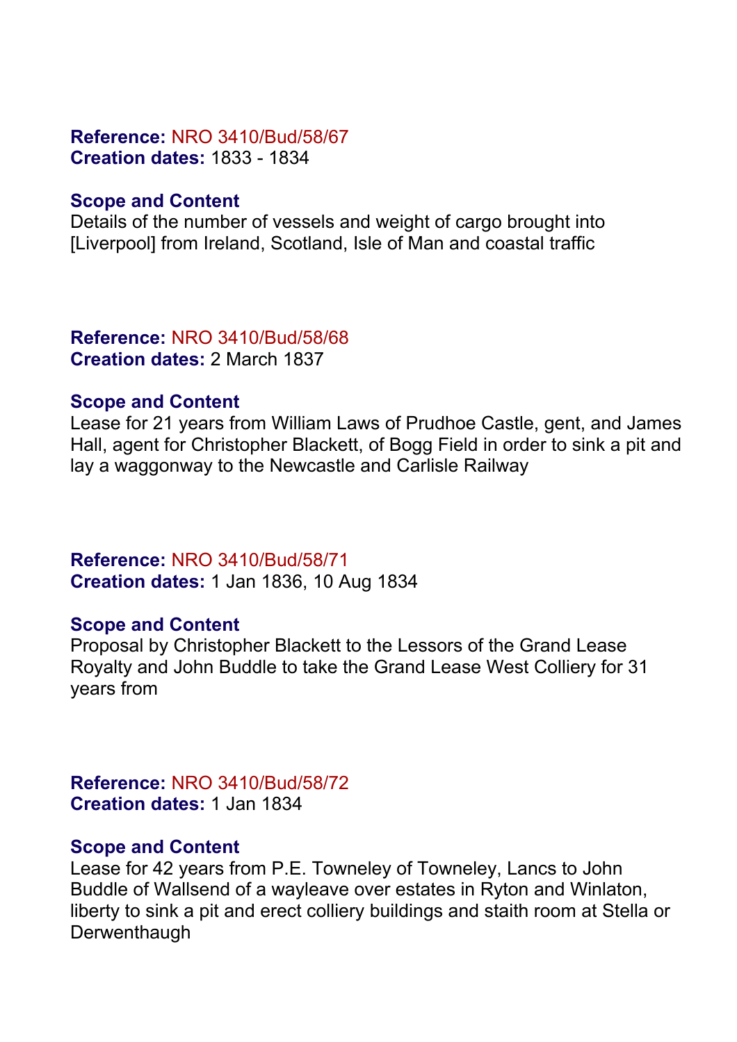**Reference:** NRO 3410/Bud/58/67
**Creation dates:** 1833 - 1834

**Scope and Content**
Details of the number of vessels and weight of cargo brought into [Liverpool] from Ireland, Scotland, Isle of Man and coastal traffic

**Reference:** NRO 3410/Bud/58/68
**Creation dates:** 2 March 1837

**Scope and Content**
Lease for 21 years from William Laws of Prudhoe Castle, gent, and James Hall, agent for Christopher Blackett, of Bogg Field in order to sink a pit and lay a waggonway to the Newcastle and Carlisle Railway

**Reference:** NRO 3410/Bud/58/71
**Creation dates:** 1 Jan 1836, 10 Aug 1834

**Scope and Content**
Proposal by Christopher Blackett to the Lessors of the Grand Lease Royalty and John Buddle to take the Grand Lease West Colliery for 31 years from

**Reference:** NRO 3410/Bud/58/72
**Creation dates:** 1 Jan 1834

**Scope and Content**
Lease for 42 years from P.E. Towneley of Towneley, Lancs to John Buddle of Wallsend of a wayleave over estates in Ryton and Winlaton, liberty to sink a pit and erect colliery buildings and staith room at Stella or Derwenthaugh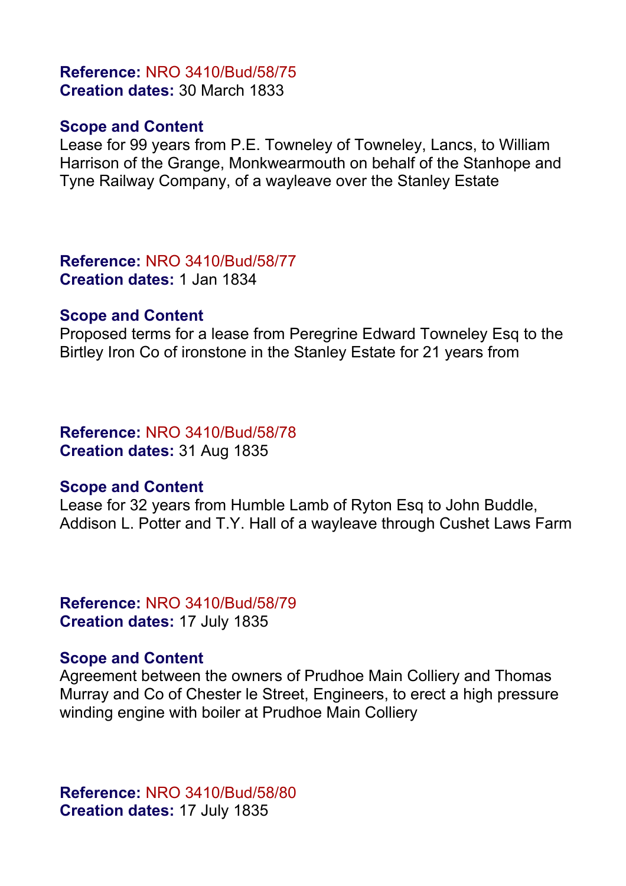**Reference:** NRO 3410/Bud/58/75
**Creation dates:** 30 March 1833

**Scope and Content**
Lease for 99 years from P.E. Towneley of Towneley, Lancs, to William Harrison of the Grange, Monkwearmouth on behalf of the Stanhope and Tyne Railway Company, of a wayleave over the Stanley Estate

**Reference:** NRO 3410/Bud/58/77
**Creation dates:** 1 Jan 1834

**Scope and Content**
Proposed terms for a lease from Peregrine Edward Towneley Esq to the Birtley Iron Co of ironstone in the Stanley Estate for 21 years from

**Reference:** NRO 3410/Bud/58/78
**Creation dates:** 31 Aug 1835

**Scope and Content**
Lease for 32 years from Humble Lamb of Ryton Esq to John Buddle, Addison L. Potter and T.Y. Hall of a wayleave through Cushet Laws Farm

**Reference:** NRO 3410/Bud/58/79
**Creation dates:** 17 July 1835

**Scope and Content**
Agreement between the owners of Prudhoe Main Colliery and Thomas Murray and Co of Chester le Street, Engineers, to erect a high pressure winding engine with boiler at Prudhoe Main Colliery

**Reference:** NRO 3410/Bud/58/80
**Creation dates:** 17 July 1835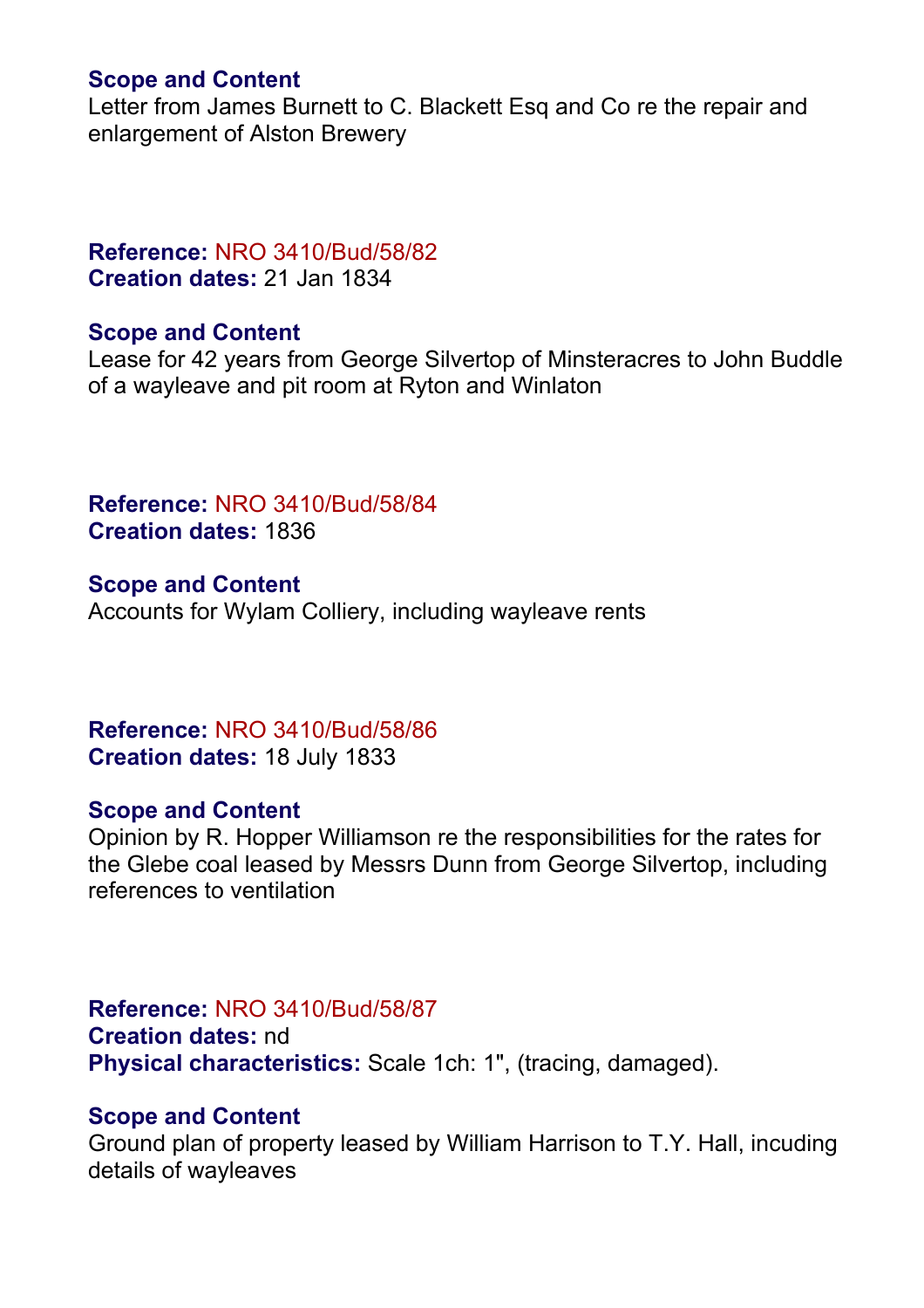**Scope and Content**
Letter from James Burnett to C. Blackett Esq and Co re the repair and enlargement of Alston Brewery

**Reference:** NRO 3410/Bud/58/82
**Creation dates:** 21 Jan 1834

**Scope and Content**
Lease for 42 years from George Silvertop of Minsteracres to John Buddle of a wayleave and pit room at Ryton and Winlaton

**Reference:** NRO 3410/Bud/58/84
**Creation dates:** 1836

**Scope and Content**
Accounts for Wylam Colliery, including wayleave rents

**Reference:** NRO 3410/Bud/58/86
**Creation dates:** 18 July 1833

**Scope and Content**
Opinion by R. Hopper Williamson re the responsibilities for the rates for the Glebe coal leased by Messrs Dunn from George Silvertop, including references to ventilation

**Reference:** NRO 3410/Bud/58/87
**Creation dates:** nd
**Physical characteristics:** Scale 1ch: 1", (tracing, damaged).

**Scope and Content**
Ground plan of property leased by William Harrison to T.Y. Hall, incuding details of wayleaves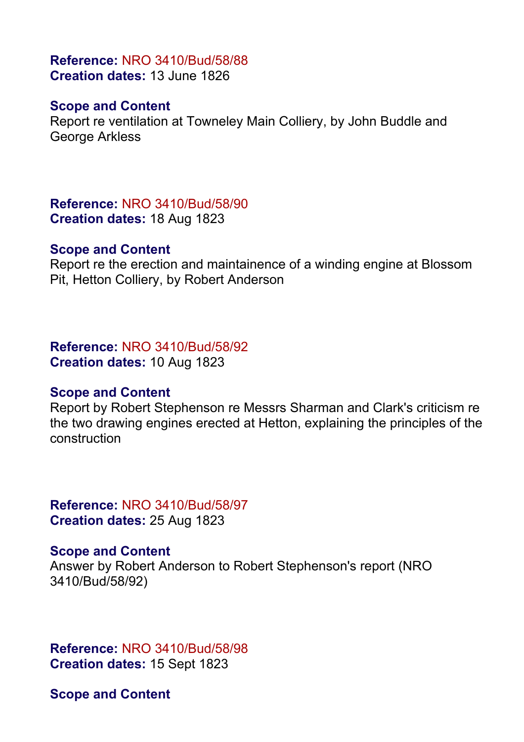**Reference:** NRO 3410/Bud/58/88
**Creation dates:** 13 June 1826

**Scope and Content**
Report re ventilation at Towneley Main Colliery, by John Buddle and George Arkless

**Reference:** NRO 3410/Bud/58/90
**Creation dates:** 18 Aug 1823

**Scope and Content**
Report re the erection and maintainence of a winding engine at Blossom Pit, Hetton Colliery, by Robert Anderson

**Reference:** NRO 3410/Bud/58/92
**Creation dates:** 10 Aug 1823

**Scope and Content**
Report by Robert Stephenson re Messrs Sharman and Clark's criticism re the two drawing engines erected at Hetton, explaining the principles of the construction

**Reference:** NRO 3410/Bud/58/97
**Creation dates:** 25 Aug 1823

**Scope and Content**
Answer by Robert Anderson to Robert Stephenson's report (NRO 3410/Bud/58/92)

**Reference:** NRO 3410/Bud/58/98
**Creation dates:** 15 Sept 1823

**Scope and Content**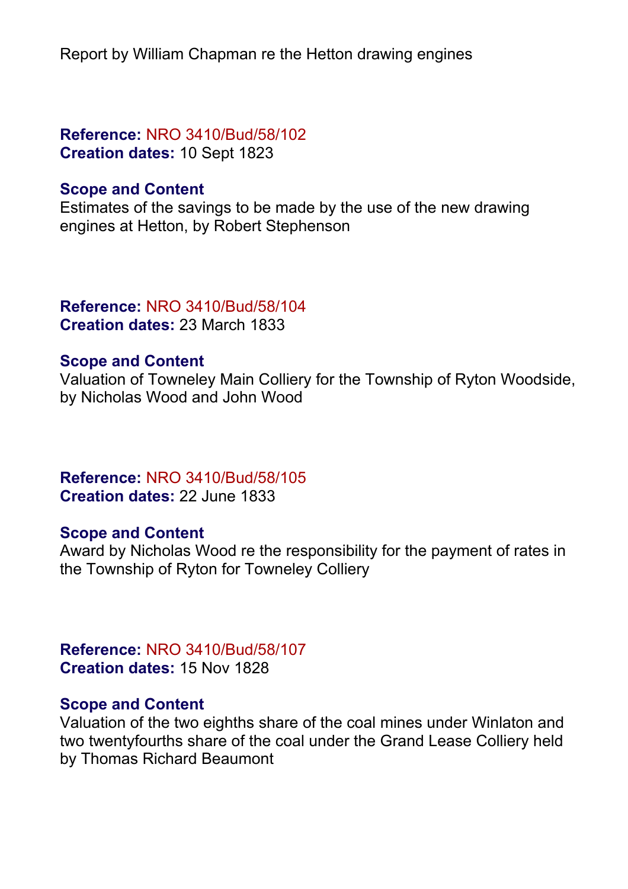Report by William Chapman re the Hetton drawing engines

**Reference:** NRO 3410/Bud/58/102
**Creation dates:** 10 Sept 1823

**Scope and Content**
Estimates of the savings to be made by the use of the new drawing engines at Hetton, by Robert Stephenson

**Reference:** NRO 3410/Bud/58/104
**Creation dates:** 23 March 1833

**Scope and Content**
Valuation of Towneley Main Colliery for the Township of Ryton Woodside, by Nicholas Wood and John Wood

**Reference:** NRO 3410/Bud/58/105
**Creation dates:** 22 June 1833

**Scope and Content**
Award by Nicholas Wood re the responsibility for the payment of rates in the Township of Ryton for Towneley Colliery

**Reference:** NRO 3410/Bud/58/107
**Creation dates:** 15 Nov 1828

**Scope and Content**
Valuation of the two eighths share of the coal mines under Winlaton and two twentyfourths share of the coal under the Grand Lease Colliery held by Thomas Richard Beaumont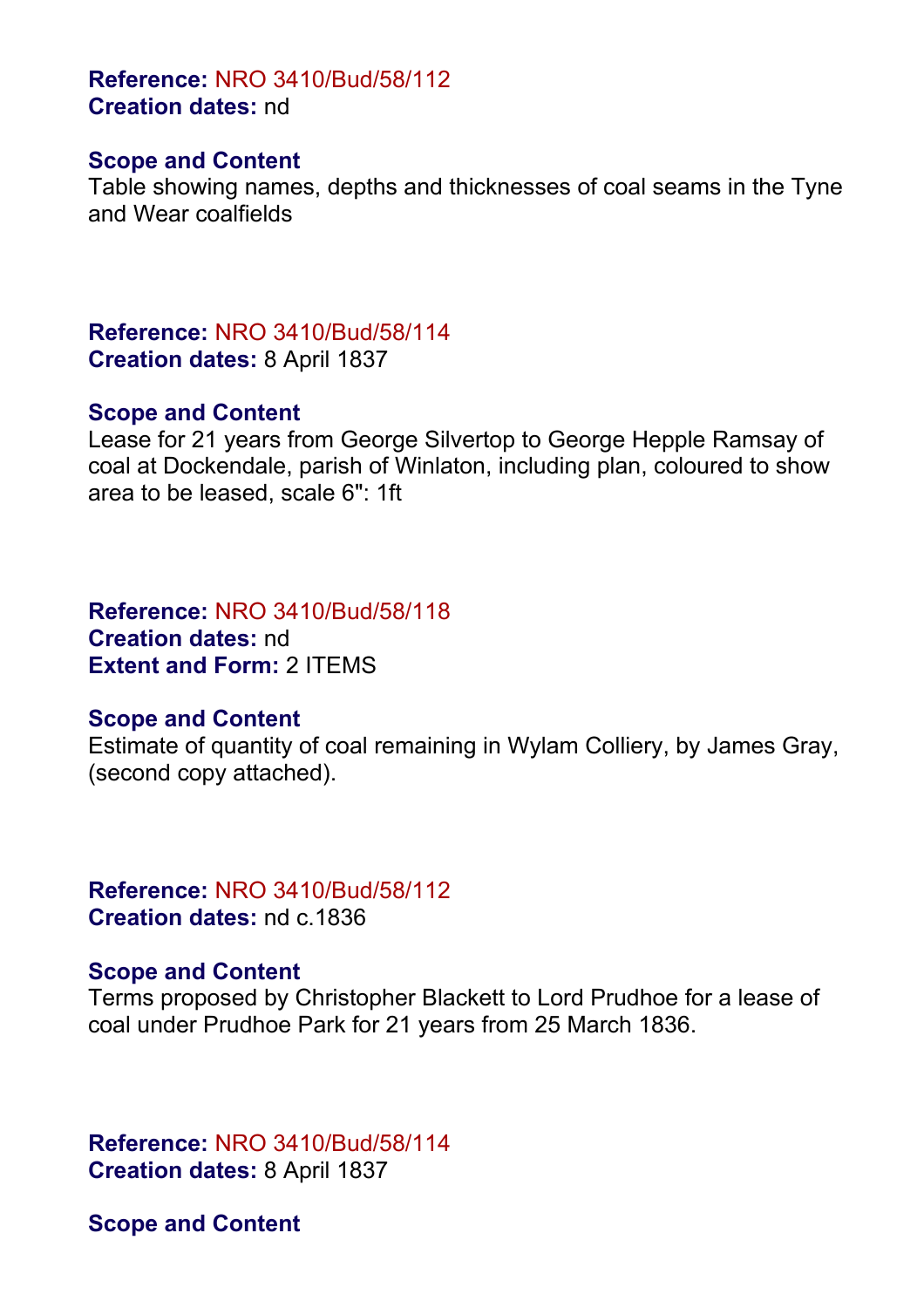**Reference:** NRO 3410/Bud/58/112
**Creation dates:** nd

**Scope and Content**
Table showing names, depths and thicknesses of coal seams in the Tyne and Wear coalfields

**Reference:** NRO 3410/Bud/58/114
**Creation dates:** 8 April 1837

**Scope and Content**
Lease for 21 years from George Silvertop to George Hepple Ramsay of coal at Dockendale, parish of Winlaton, including plan, coloured to show area to be leased, scale 6": 1ft

**Reference:** NRO 3410/Bud/58/118
**Creation dates:** nd
**Extent and Form:** 2 ITEMS

**Scope and Content**
Estimate of quantity of coal remaining in Wylam Colliery, by James Gray, (second copy attached).

**Reference:** NRO 3410/Bud/58/112
**Creation dates:** nd c.1836

**Scope and Content**
Terms proposed by Christopher Blackett to Lord Prudhoe for a lease of coal under Prudhoe Park for 21 years from 25 March 1836.

**Reference:** NRO 3410/Bud/58/114
**Creation dates:** 8 April 1837

**Scope and Content**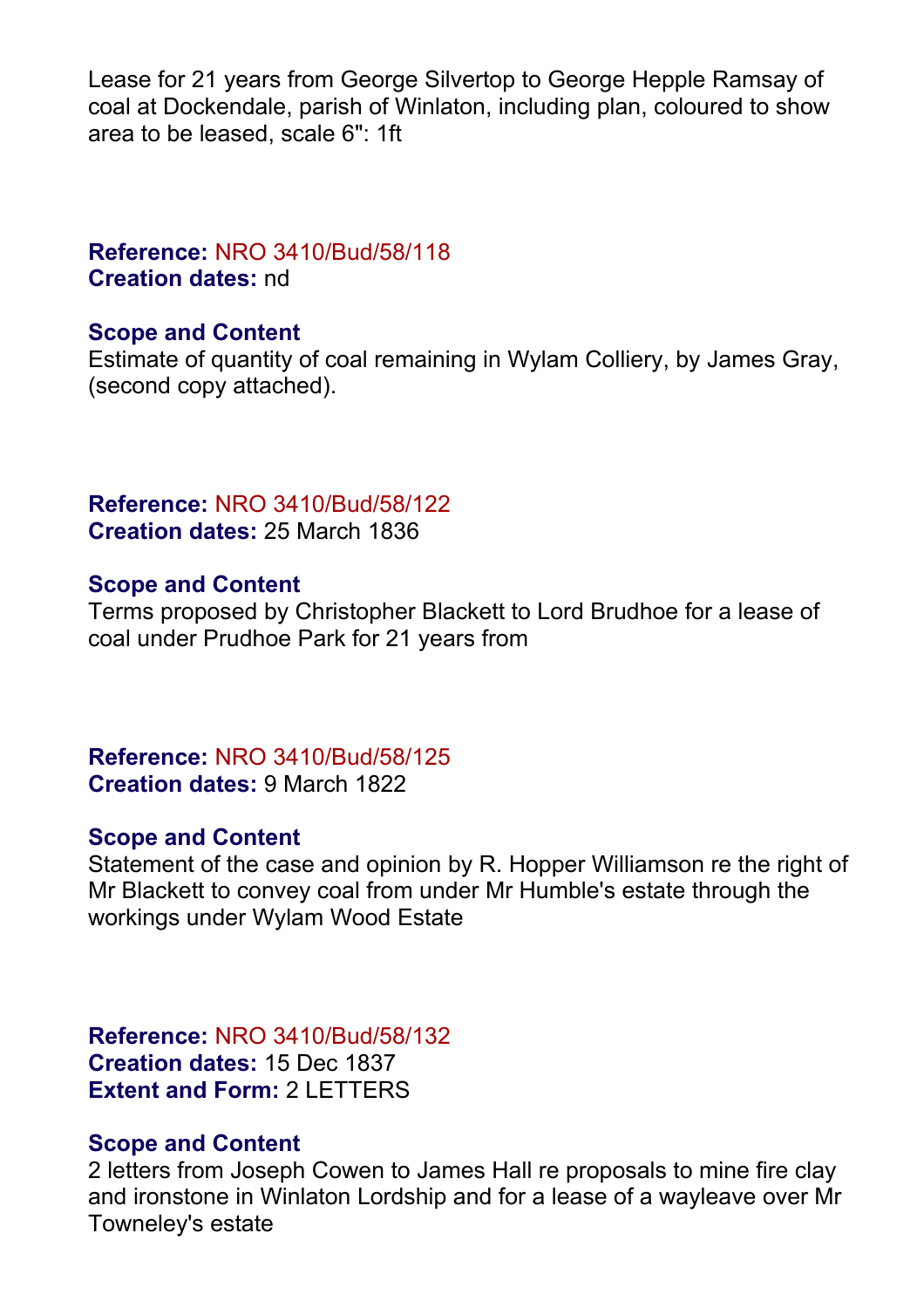Lease for 21 years from George Silvertop to George Hepple Ramsay of coal at Dockendale, parish of Winlaton, including plan, coloured to show area to be leased, scale 6": 1ft

**Reference:** NRO 3410/Bud/58/118
**Creation dates:** nd

**Scope and Content**
Estimate of quantity of coal remaining in Wylam Colliery, by James Gray, (second copy attached).

**Reference:** NRO 3410/Bud/58/122
**Creation dates:** 25 March 1836

**Scope and Content**
Terms proposed by Christopher Blackett to Lord Brudhoe for a lease of coal under Prudhoe Park for 21 years from

**Reference:** NRO 3410/Bud/58/125
**Creation dates:** 9 March 1822

**Scope and Content**
Statement of the case and opinion by R. Hopper Williamson re the right of Mr Blackett to convey coal from under Mr Humble's estate through the workings under Wylam Wood Estate

**Reference:** NRO 3410/Bud/58/132
**Creation dates:** 15 Dec 1837
**Extent and Form:** 2 LETTERS

**Scope and Content**
2 letters from Joseph Cowen to James Hall re proposals to mine fire clay and ironstone in Winlaton Lordship and for a lease of a wayleave over Mr Towneley's estate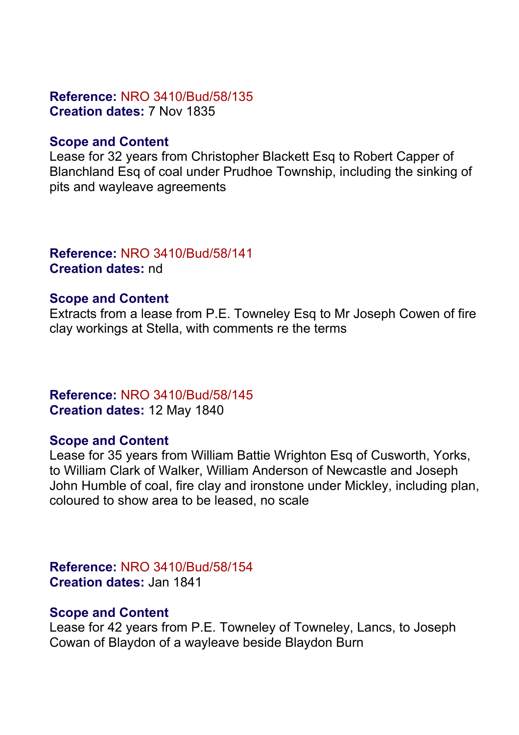**Reference:** NRO 3410/Bud/58/135
**Creation dates:** 7 Nov 1835

**Scope and Content**
Lease for 32 years from Christopher Blackett Esq to Robert Capper of Blanchland Esq of coal under Prudhoe Township, including the sinking of pits and wayleave agreements

**Reference:** NRO 3410/Bud/58/141
**Creation dates:** nd

**Scope and Content**
Extracts from a lease from P.E. Towneley Esq to Mr Joseph Cowen of fire clay workings at Stella, with comments re the terms

**Reference:** NRO 3410/Bud/58/145
**Creation dates:** 12 May 1840

**Scope and Content**
Lease for 35 years from William Battie Wrighton Esq of Cusworth, Yorks, to William Clark of Walker, William Anderson of Newcastle and Joseph John Humble of coal, fire clay and ironstone under Mickley, including plan, coloured to show area to be leased, no scale

**Reference:** NRO 3410/Bud/58/154
**Creation dates:** Jan 1841

**Scope and Content**
Lease for 42 years from P.E. Towneley of Towneley, Lancs, to Joseph Cowan of Blaydon of a wayleave beside Blaydon Burn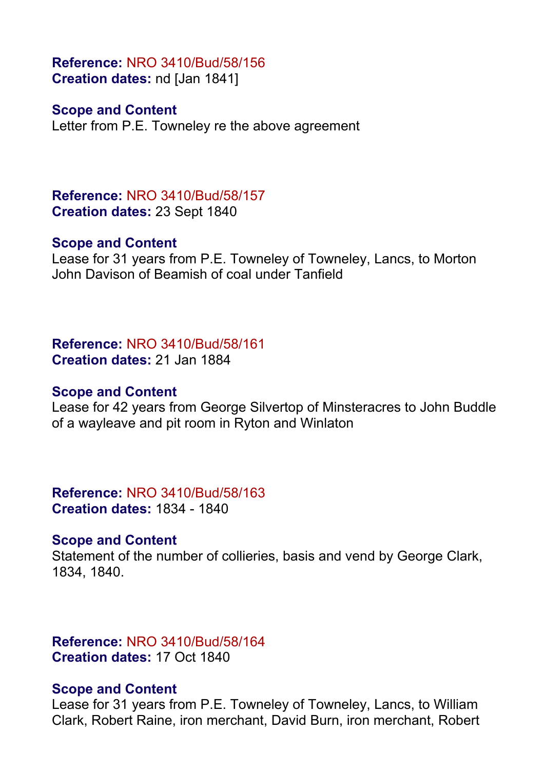**Reference:** NRO 3410/Bud/58/156
**Creation dates:** nd [Jan 1841]

**Scope and Content**
Letter from P.E. Towneley re the above agreement

**Reference:** NRO 3410/Bud/58/157
**Creation dates:** 23 Sept 1840

**Scope and Content**
Lease for 31 years from P.E. Towneley of Towneley, Lancs, to Morton John Davison of Beamish of coal under Tanfield

**Reference:** NRO 3410/Bud/58/161
**Creation dates:** 21 Jan 1884

**Scope and Content**
Lease for 42 years from George Silvertop of Minsteracres to John Buddle of a wayleave and pit room in Ryton and Winlaton

**Reference:** NRO 3410/Bud/58/163
**Creation dates:** 1834 - 1840

**Scope and Content**
Statement of the number of collieries, basis and vend by George Clark, 1834, 1840.

**Reference:** NRO 3410/Bud/58/164
**Creation dates:** 17 Oct 1840

**Scope and Content**
Lease for 31 years from P.E. Towneley of Towneley, Lancs, to William Clark, Robert Raine, iron merchant, David Burn, iron merchant, Robert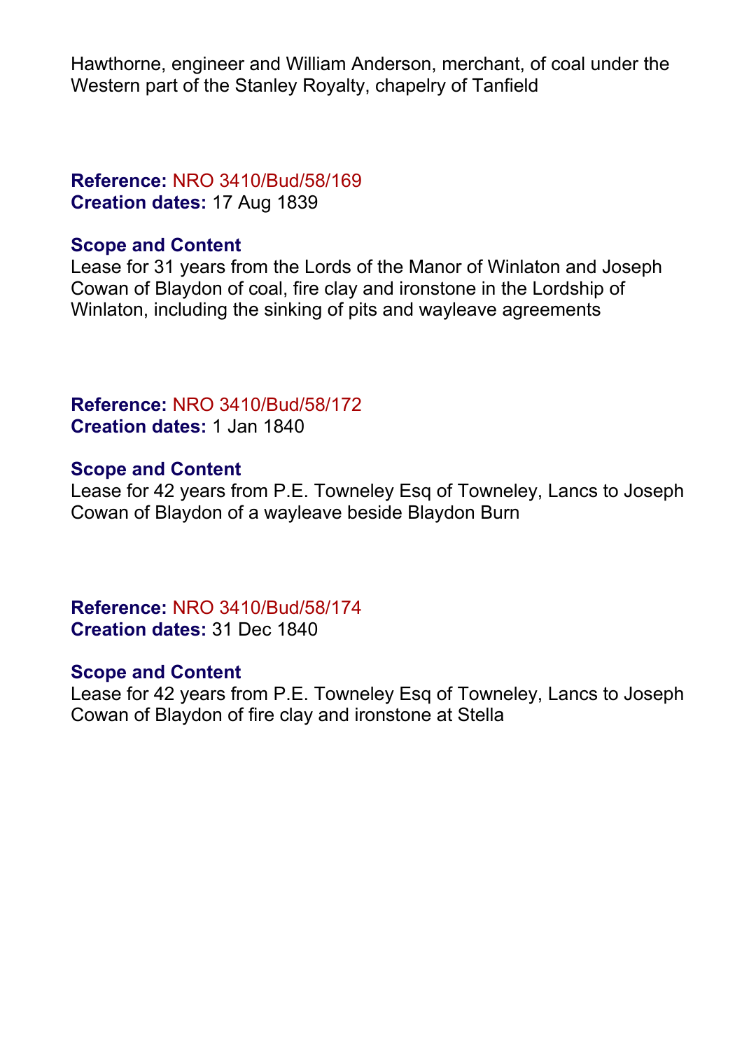Hawthorne, engineer and William Anderson, merchant, of coal under the Western part of the Stanley Royalty, chapelry of Tanfield

**Reference:** NRO 3410/Bud/58/169
**Creation dates:** 17 Aug 1839

**Scope and Content**
Lease for 31 years from the Lords of the Manor of Winlaton and Joseph Cowan of Blaydon of coal, fire clay and ironstone in the Lordship of Winlaton, including the sinking of pits and wayleave agreements

**Reference:** NRO 3410/Bud/58/172
**Creation dates:** 1 Jan 1840

**Scope and Content**
Lease for 42 years from P.E. Towneley Esq of Towneley, Lancs to Joseph Cowan of Blaydon of a wayleave beside Blaydon Burn

**Reference:** NRO 3410/Bud/58/174
**Creation dates:** 31 Dec 1840

**Scope and Content**
Lease for 42 years from P.E. Towneley Esq of Towneley, Lancs to Joseph Cowan of Blaydon of fire clay and ironstone at Stella